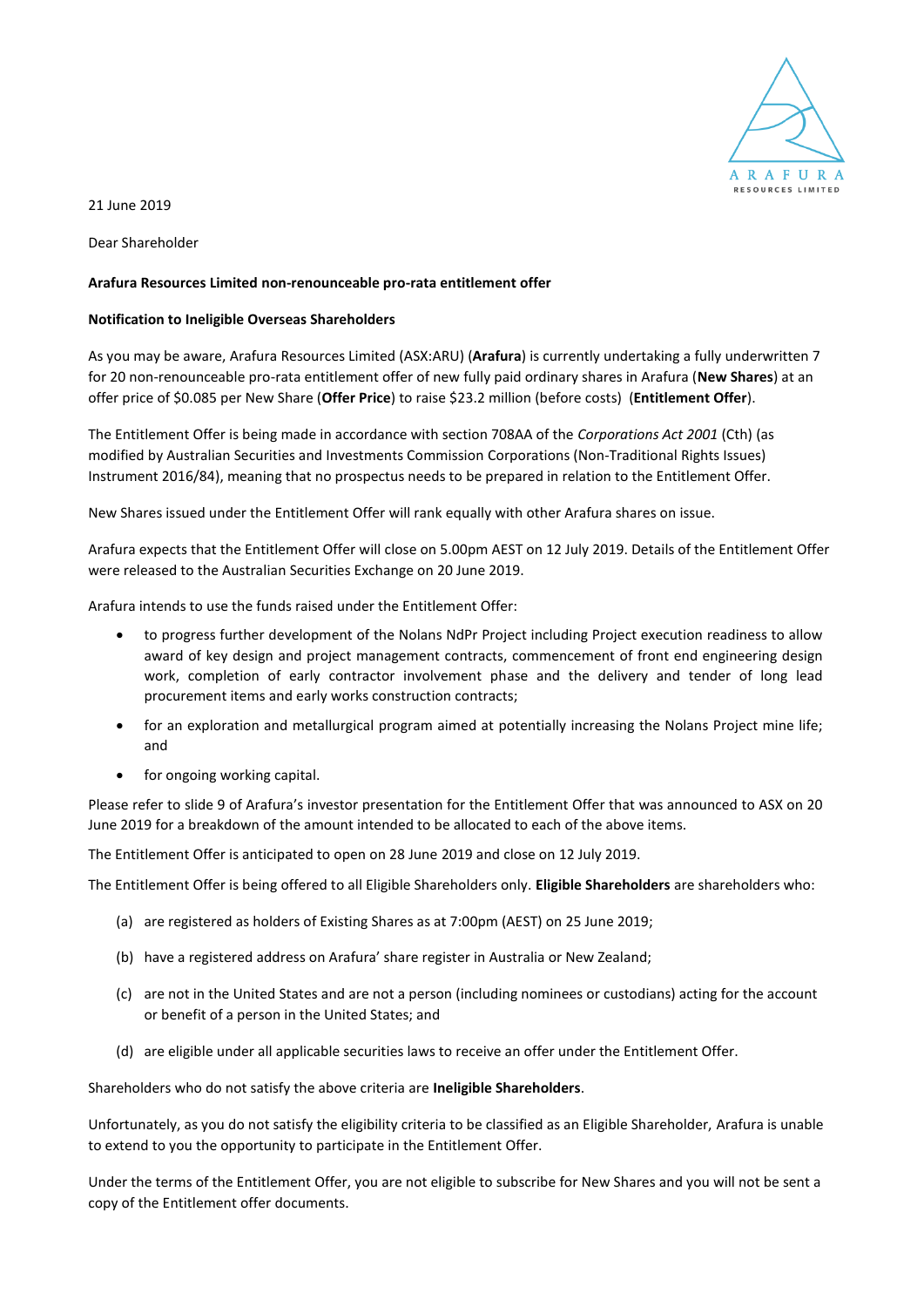21 June 2019

Dear Shareholder

**Arafura Resources Limited non-renounceable pro-rata entitlement offer**

**Notification to Ineligible Overseas Shareholders**

As you may be aware, Arafura Resources Limited (ASX:ARU) (**Arafura**) is currently undertaking a fully underwritten 7 for 20 non-renounceable pro-rata entitlement offer of new fully paid ordinary shares in Arafura (**New Shares**) at an offer price of $0.085 per New Share (**Offer Price**) to raise $23.2 million (before costs) (**Entitlement Offer**).

The Entitlement Offer is being made in accordance with section 708AA of the *Corporations Act 2001* (Cth) (as modified by Australian Securities and Investments Commission Corporations (Non-Traditional Rights Issues) Instrument 2016/84), meaning that no prospectus needs to be prepared in relation to the Entitlement Offer.

New Shares issued under the Entitlement Offer will rank equally with other Arafura shares on issue.

Arafura expects that the Entitlement Offer will close on 5.00pm AEST on 12 July 2019. Details of the Entitlement Offer were released to the Australian Securities Exchange on 20 June 2019.

Arafura intends to use the funds raised under the Entitlement Offer:

- to progress further development of the Nolans NdPr Project including Project execution readiness to allow award of key design and project management contracts, commencement of front end engineering design work, completion of early contractor involvement phase and the delivery and tender of long lead procurement items and early works construction contracts;
- for an exploration and metallurgical program aimed at potentially increasing the Nolans Project mine life; and
- for ongoing working capital.

Please refer to slide 9 of Arafura's investor presentation for the Entitlement Offer that was announced to ASX on 20 June 2019 for a breakdown of the amount intended to be allocated to each of the above items.

The Entitlement Offer is anticipated to open on 28 June 2019 and close on 12 July 2019.

The Entitlement Offer is being offered to all Eligible Shareholders only. **Eligible Shareholders** are shareholders who:

(a) are registered as holders of Existing Shares as at 7:00pm (AEST) on 25 June 2019;

(b) have a registered address on Arafura' share register in Australia or New Zealand;

(c) are not in the United States and are not a person (including nominees or custodians) acting for the account or benefit of a person in the United States; and

(d) are eligible under all applicable securities laws to receive an offer under the Entitlement Offer.

Shareholders who do not satisfy the above criteria are **Ineligible Shareholders**.

Unfortunately, as you do not satisfy the eligibility criteria to be classified as an Eligible Shareholder, Arafura is unable to extend to you the opportunity to participate in the Entitlement Offer.

Under the terms of the Entitlement Offer, you are not eligible to subscribe for New Shares and you will not be sent a copy of the Entitlement offer documents.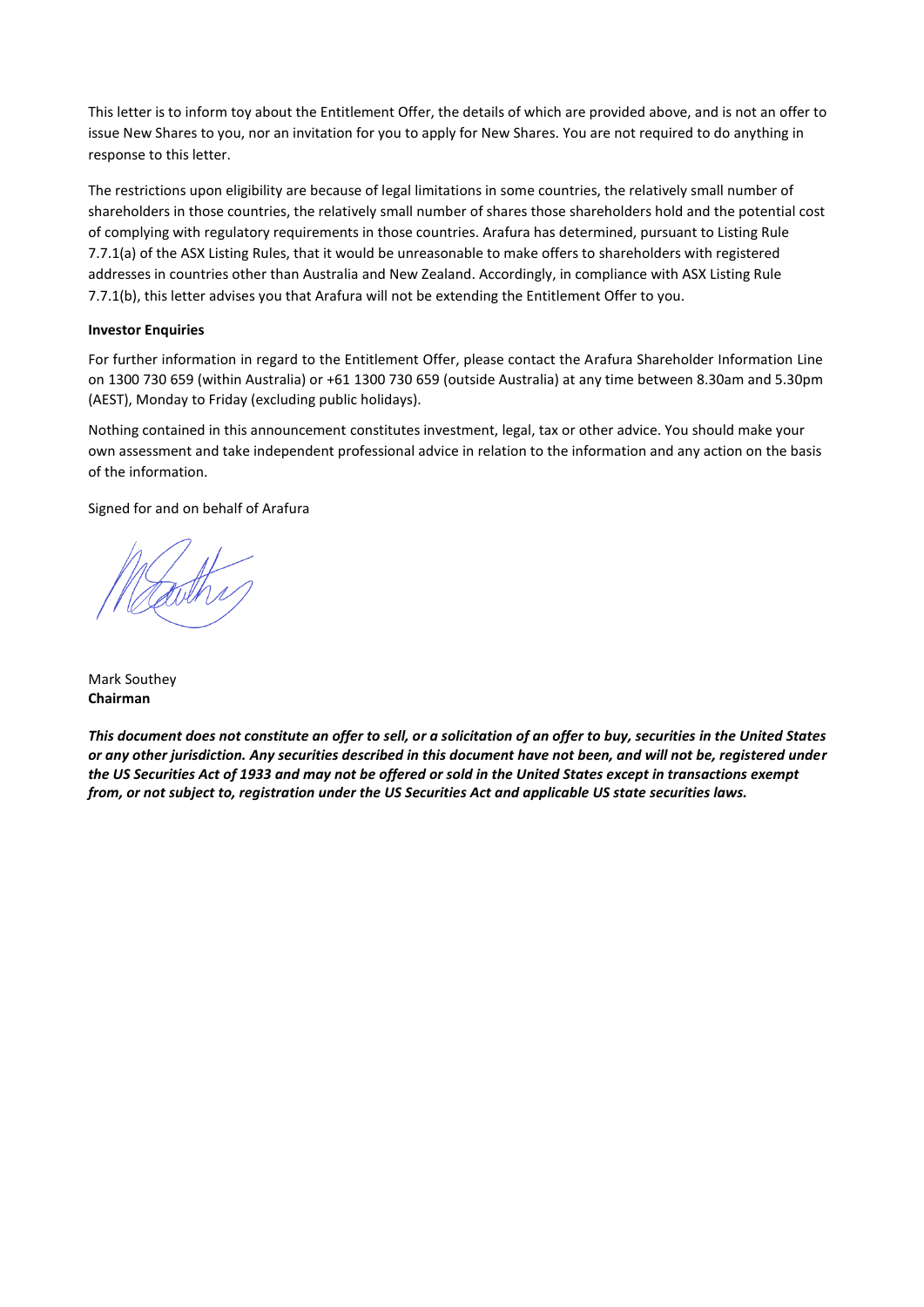This letter is to inform toy about the Entitlement Offer, the details of which are provided above, and is not an offer to issue New Shares to you, nor an invitation for you to apply for New Shares. You are not required to do anything in response to this letter.

The restrictions upon eligibility are because of legal limitations in some countries, the relatively small number of shareholders in those countries, the relatively small number of shares those shareholders hold and the potential cost of complying with regulatory requirements in those countries. Arafura has determined, pursuant to Listing Rule 7.7.1(a) of the ASX Listing Rules, that it would be unreasonable to make offers to shareholders with registered addresses in countries other than Australia and New Zealand. Accordingly, in compliance with ASX Listing Rule 7.7.1(b), this letter advises you that Arafura will not be extending the Entitlement Offer to you.

**Investor Enquiries**

For further information in regard to the Entitlement Offer, please contact the Arafura Shareholder Information Line on 1300 730 659 (within Australia) or +61 1300 730 659 (outside Australia) at any time between 8.30am and 5.30pm (AEST), Monday to Friday (excluding public holidays).

Nothing contained in this announcement constitutes investment, legal, tax or other advice. You should make your own assessment and take independent professional advice in relation to the information and any action on the basis of the information.

Signed for and on behalf of Arafura

Mark Southey
**Chairman**

***This document does not constitute an offer to sell, or a solicitation of an offer to buy, securities in the United States or any other jurisdiction. Any securities described in this document have not been, and will not be, registered under the US Securities Act of 1933 and may not be offered or sold in the United States except in transactions exempt from, or not subject to, registration under the US Securities Act and applicable US state securities laws.***